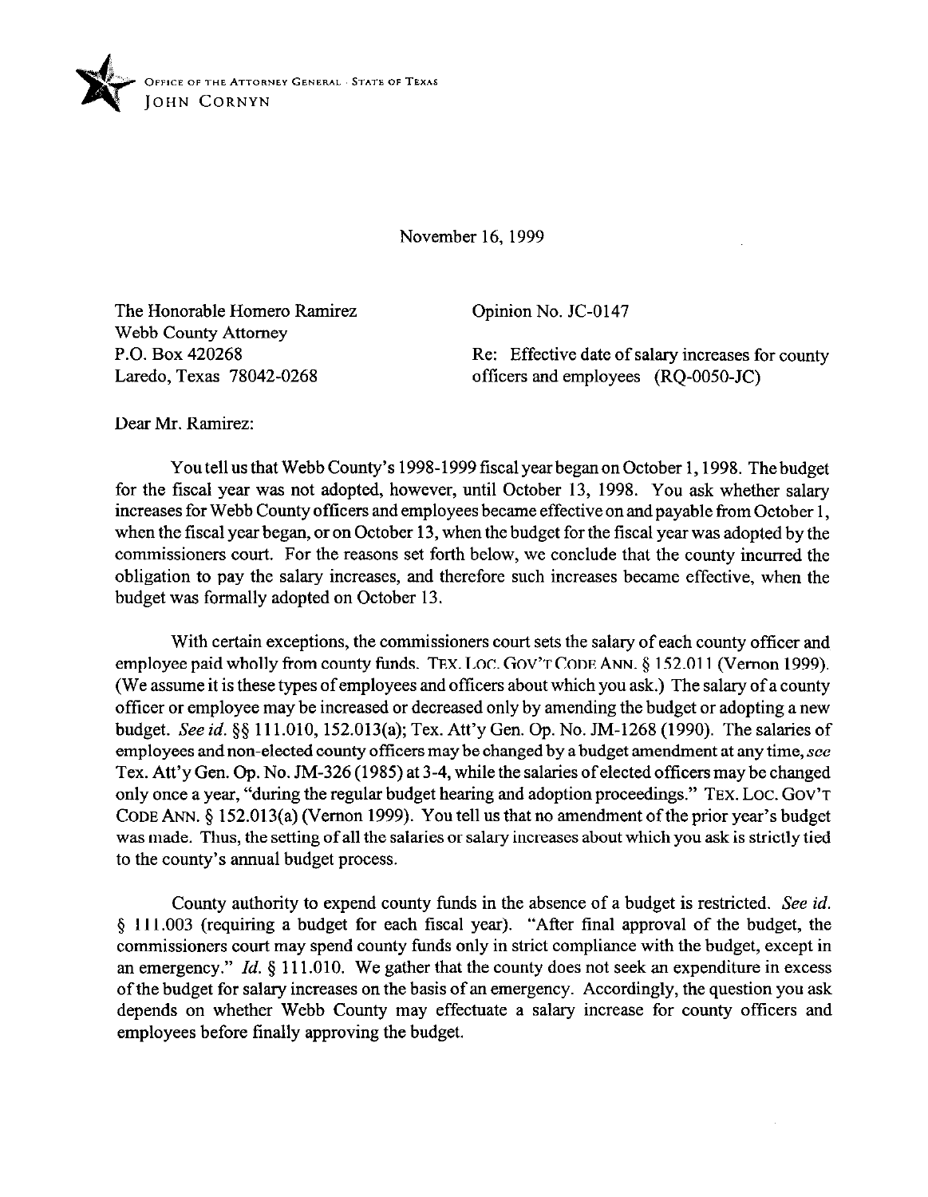OFFICE OF THE ATTORNEY GENERAL · STATE OF TEXAS
JOHN CORNYN

November 16, 1999

The Honorable Homero Ramirez
Webb County Attorney
P.O. Box 420268
Laredo, Texas 78042-0268

Opinion No. JC-0147

Re: Effective date of salary increases for county officers and employees (RQ-0050-JC)

Dear Mr. Ramirez:

You tell us that Webb County's 1998-1999 fiscal year began on October 1, 1998. The budget for the fiscal year was not adopted, however, until October 13, 1998. You ask whether salary increases for Webb County officers and employees became effective on and payable from October 1, when the fiscal year began, or on October 13, when the budget for the fiscal year was adopted by the commissioners court. For the reasons set forth below, we conclude that the county incurred the obligation to pay the salary increases, and therefore such increases became effective, when the budget was formally adopted on October 13.

With certain exceptions, the commissioners court sets the salary of each county officer and employee paid wholly from county funds. TEX. LOC. GOV'T CODE ANN. § 152.011 (Vernon 1999). (We assume it is these types of employees and officers about which you ask.) The salary of a county officer or employee may be increased or decreased only by amending the budget or adopting a new budget. *See id.* §§ 111.010, 152.013(a); Tex. Att'y Gen. Op. No. JM-1268 (1990). The salaries of employees and non-elected county officers may be changed by a budget amendment at any time, *see* Tex. Att'y Gen. Op. No. JM-326 (1985) at 3-4, while the salaries of elected officers may be changed only once a year, "during the regular budget hearing and adoption proceedings." TEX. LOC. GOV'T CODE ANN. § 152.013(a) (Vernon 1999). You tell us that no amendment of the prior year's budget was made. Thus, the setting of all the salaries or salary increases about which you ask is strictly tied to the county's annual budget process.

County authority to expend county funds in the absence of a budget is restricted. *See id.* § 111.003 (requiring a budget for each fiscal year). "After final approval of the budget, the commissioners court may spend county funds only in strict compliance with the budget, except in an emergency." *Id.* § 111.010. We gather that the county does not seek an expenditure in excess of the budget for salary increases on the basis of an emergency. Accordingly, the question you ask depends on whether Webb County may effectuate a salary increase for county officers and employees before finally approving the budget.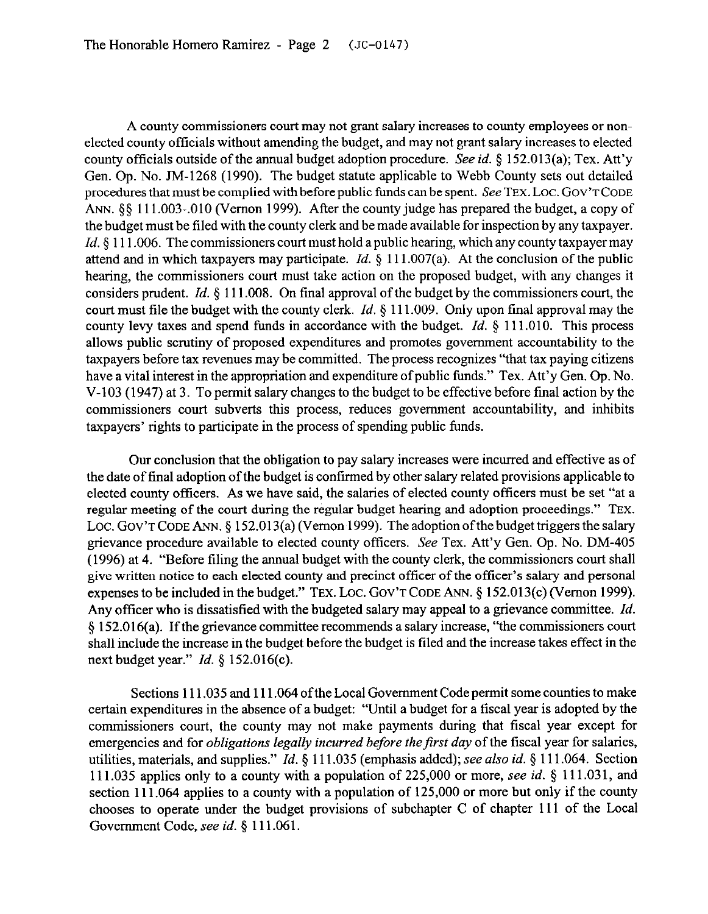A county commissioners court may not grant salary increases to county employees or non-elected county officials without amending the budget, and may not grant salary increases to elected county officials outside of the annual budget adoption procedure. *See id.* § 152.013(a); Tex. Att'y Gen. Op. No. JM-1268 (1990). The budget statute applicable to Webb County sets out detailed procedures that must be complied with before public funds can be spent. *See* TEX. LOC. GOV'T CODE ANN. §§ 111.003-.010 (Vernon 1999). After the county judge has prepared the budget, a copy of the budget must be filed with the county clerk and be made available for inspection by any taxpayer. *Id.* § 111.006. The commissioners court must hold a public hearing, which any county taxpayer may attend and in which taxpayers may participate. *Id.* § 111.007(a). At the conclusion of the public hearing, the commissioners court must take action on the proposed budget, with any changes it considers prudent. *Id.* § 111.008. On final approval of the budget by the commissioners court, the court must file the budget with the county clerk. *Id.* § 111.009. Only upon final approval may the county levy taxes and spend funds in accordance with the budget. *Id.* § 111.010. This process allows public scrutiny of proposed expenditures and promotes government accountability to the taxpayers before tax revenues may be committed. The process recognizes "that tax paying citizens have a vital interest in the appropriation and expenditure of public funds." Tex. Att'y Gen. Op. No. V-103 (1947) at 3. To permit salary changes to the budget to be effective before final action by the commissioners court subverts this process, reduces government accountability, and inhibits taxpayers' rights to participate in the process of spending public funds.

Our conclusion that the obligation to pay salary increases were incurred and effective as of the date of final adoption of the budget is confirmed by other salary related provisions applicable to elected county officers. As we have said, the salaries of elected county officers must be set "at a regular meeting of the court during the regular budget hearing and adoption proceedings." TEX. LOC. GOV'T CODE ANN. § 152.013(a) (Vernon 1999). The adoption of the budget triggers the salary grievance procedure available to elected county officers. *See* Tex. Att'y Gen. Op. No. DM-405 (1996) at 4. "Before filing the annual budget with the county clerk, the commissioners court shall give written notice to each elected county and precinct officer of the officer's salary and personal expenses to be included in the budget." TEX. LOC. GOV'T CODE ANN. § 152.013(c) (Vernon 1999). Any officer who is dissatisfied with the budgeted salary may appeal to a grievance committee. *Id.* § 152.016(a). If the grievance committee recommends a salary increase, "the commissioners court shall include the increase in the budget before the budget is filed and the increase takes effect in the next budget year." *Id.* § 152.016(c).

Sections 111.035 and 111.064 of the Local Government Code permit some counties to make certain expenditures in the absence of a budget: "Until a budget for a fiscal year is adopted by the commissioners court, the county may not make payments during that fiscal year except for emergencies and for *obligations legally incurred before the first day* of the fiscal year for salaries, utilities, materials, and supplies." *Id.* § 111.035 (emphasis added); *see also id.* § 111.064. Section 111.035 applies only to a county with a population of 225,000 or more, *see id.* § 111.031, and section 111.064 applies to a county with a population of 125,000 or more but only if the county chooses to operate under the budget provisions of subchapter C of chapter 111 of the Local Government Code, *see id.* § 111.061.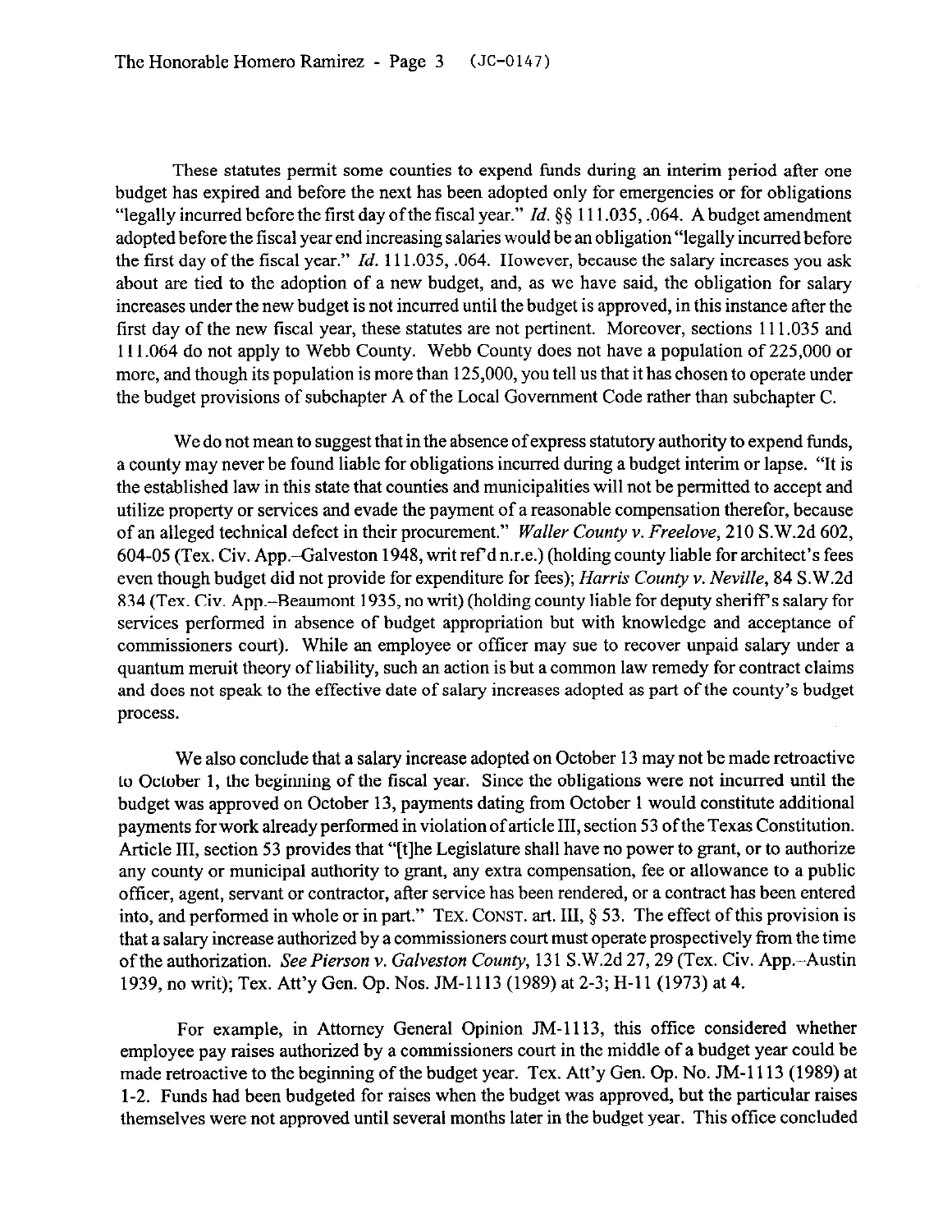These statutes permit some counties to expend funds during an interim period after one budget has expired and before the next has been adopted only for emergencies or for obligations "legally incurred before the first day of the fiscal year." *Id.* §§ 111.035, .064. A budget amendment adopted before the fiscal year end increasing salaries would be an obligation "legally incurred before the first day of the fiscal year." *Id.* 111.035, .064. However, because the salary increases you ask about are tied to the adoption of a new budget, and, as we have said, the obligation for salary increases under the new budget is not incurred until the budget is approved, in this instance after the first day of the new fiscal year, these statutes are not pertinent. Moreover, sections 111.035 and 111.064 do not apply to Webb County. Webb County does not have a population of 225,000 or more, and though its population is more than 125,000, you tell us that it has chosen to operate under the budget provisions of subchapter A of the Local Government Code rather than subchapter C.

We do not mean to suggest that in the absence of express statutory authority to expend funds, a county may never be found liable for obligations incurred during a budget interim or lapse. "It is the established law in this state that counties and municipalities will not be permitted to accept and utilize property or services and evade the payment of a reasonable compensation therefor, because of an alleged technical defect in their procurement." *Waller County v. Freelove*, 210 S.W.2d 602, 604-05 (Tex. Civ. App.–Galveston 1948, writ ref'd n.r.e.) (holding county liable for architect's fees even though budget did not provide for expenditure for fees); *Harris County v. Neville*, 84 S.W.2d 834 (Tex. Civ. App.–Beaumont 1935, no writ) (holding county liable for deputy sheriff's salary for services performed in absence of budget appropriation but with knowledge and acceptance of commissioners court). While an employee or officer may sue to recover unpaid salary under a quantum meruit theory of liability, such an action is but a common law remedy for contract claims and does not speak to the effective date of salary increases adopted as part of the county's budget process.

We also conclude that a salary increase adopted on October 13 may not be made retroactive to October 1, the beginning of the fiscal year. Since the obligations were not incurred until the budget was approved on October 13, payments dating from October 1 would constitute additional payments for work already performed in violation of article III, section 53 of the Texas Constitution. Article III, section 53 provides that "[t]he Legislature shall have no power to grant, or to authorize any county or municipal authority to grant, any extra compensation, fee or allowance to a public officer, agent, servant or contractor, after service has been rendered, or a contract has been entered into, and performed in whole or in part." TEX. CONST. art. III, § 53. The effect of this provision is that a salary increase authorized by a commissioners court must operate prospectively from the time of the authorization. *See Pierson v. Galveston County*, 131 S.W.2d 27, 29 (Tex. Civ. App.–Austin 1939, no writ); Tex. Att'y Gen. Op. Nos. JM-1113 (1989) at 2-3; H-11 (1973) at 4.

For example, in Attorney General Opinion JM-1113, this office considered whether employee pay raises authorized by a commissioners court in the middle of a budget year could be made retroactive to the beginning of the budget year. Tex. Att'y Gen. Op. No. JM-1113 (1989) at 1-2. Funds had been budgeted for raises when the budget was approved, but the particular raises themselves were not approved until several months later in the budget year. This office concluded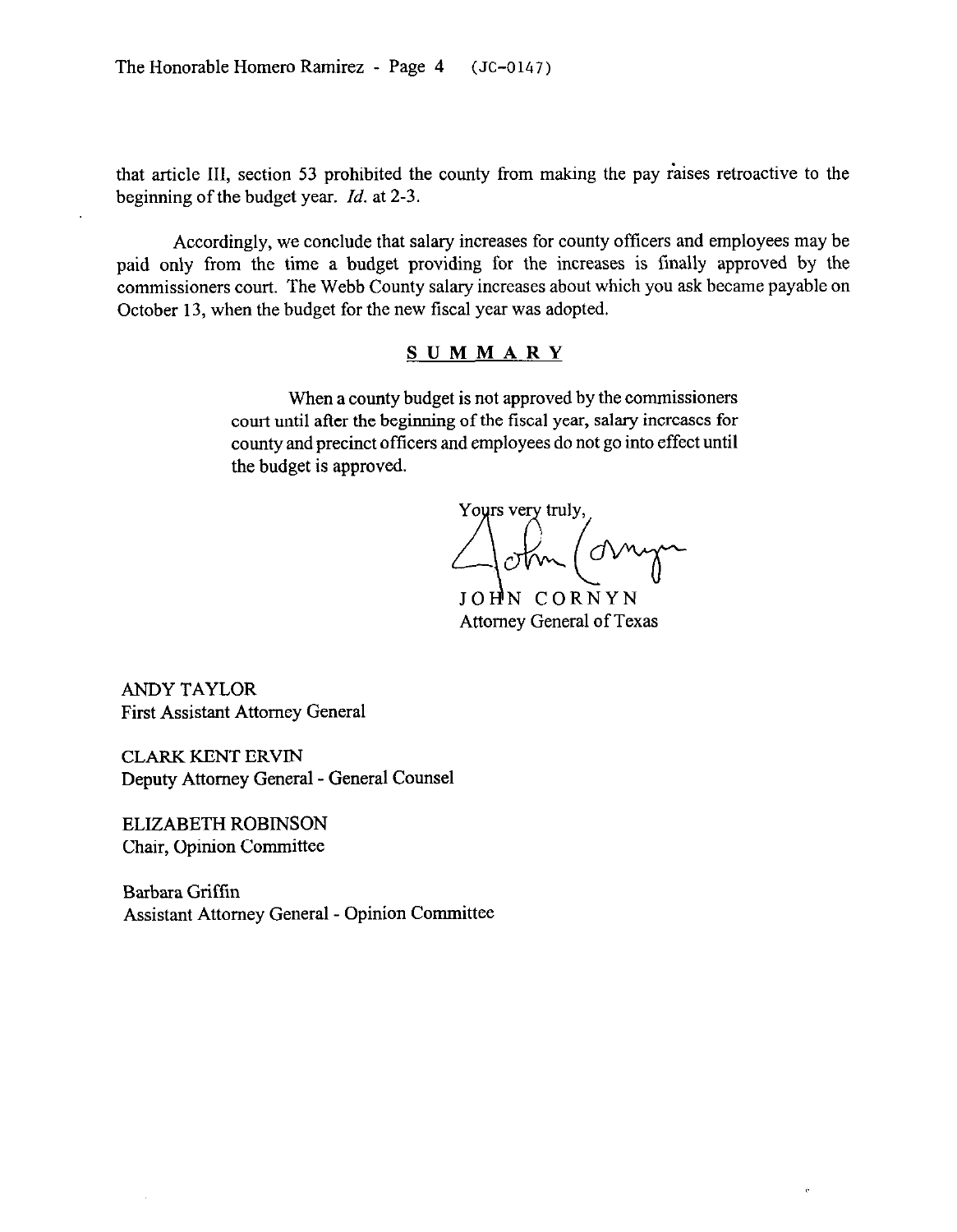that article III, section 53 prohibited the county from making the pay raises retroactive to the beginning of the budget year. *Id.* at 2-3.

Accordingly, we conclude that salary increases for county officers and employees may be paid only from the time a budget providing for the increases is finally approved by the commissioners court. The Webb County salary increases about which you ask became payable on October 13, when the budget for the new fiscal year was adopted.

## SUMMARY

When a county budget is not approved by the commissioners court until after the beginning of the fiscal year, salary increases for county and precinct officers and employees do not go into effect until the budget is approved.

Yours very truly,

JOHN CORNYN
Attorney General of Texas

ANDY TAYLOR
First Assistant Attorney General

CLARK KENT ERVIN
Deputy Attorney General - General Counsel

ELIZABETH ROBINSON
Chair, Opinion Committee

Barbara Griffin
Assistant Attorney General - Opinion Committee